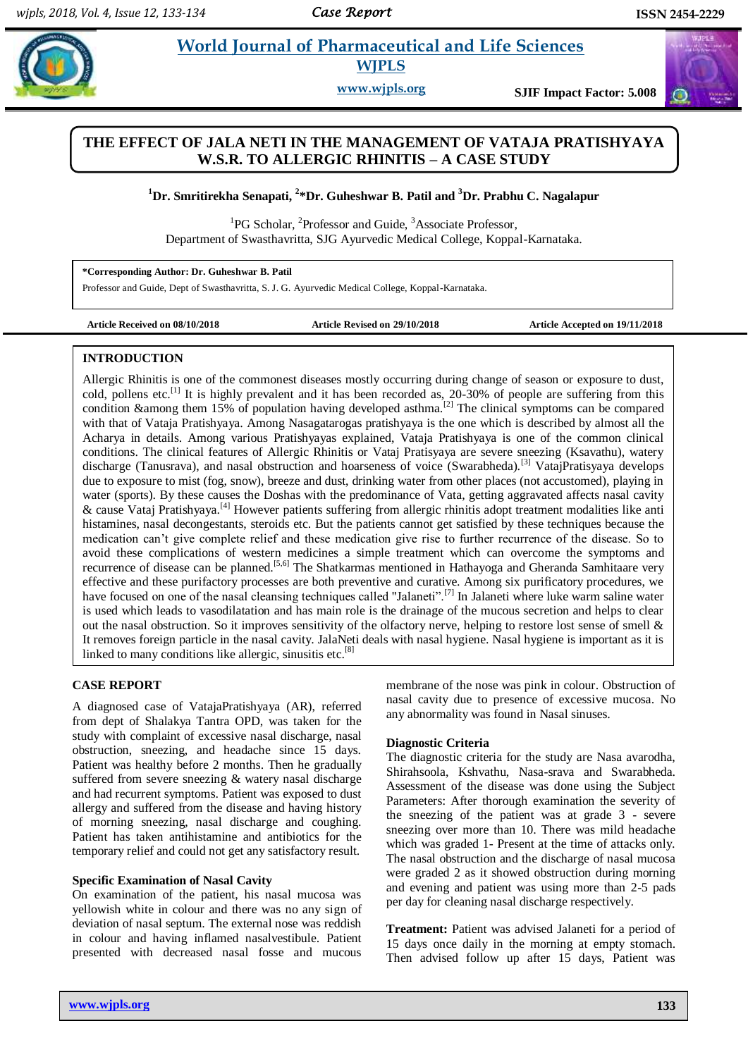# World Journal of Pharmaceutical and Life Sciences

## WJPLS

www.wjpls.org

SJIF Impact Factor: 5.008

Case Report

ISSN 2454-2229

# THE EFFECT OF JALA NETI IN THE MANAGEMENT OF VATAJA PRATISHYAYA W.S.R. TO ALLERGIC RHINITIS – A CASE STUDY

[1]Dr. Smritirekha Senapati, [2]*Dr. Guheshwar B. Patil and [3]Dr. Prabhu C. Nagalapur

[1]PG Scholar, [2]Professor and Guide, [3]Associate Professor,
Department of Swasthavritta, SJG Ayurvedic Medical College, Koppal-Karnataka.

**\*Corresponding Author: Dr. Guheshwar B. Patil**
Professor and Guide, Dept of Swasthavritta, S. J. G. Ayurvedic Medical College, Koppal-Karnataka.

**Article Received on 08/10/2018** **Article Revised on 29/10/2018** **Article Accepted on 19/11/2018**

## INTRODUCTION

Allergic Rhinitis is one of the commonest diseases mostly occurring during change of season or exposure to dust, cold, pollens etc.[1] It is highly prevalent and it has been recorded as, 20-30% of people are suffering from this condition &among them 15% of population having developed asthma.[2] The clinical symptoms can be compared with that of Vataja Pratishyaya. Among Nasagatarogas pratishyaya is the one which is described by almost all the Acharya in details. Among various Pratishyayas explained, Vataja Pratishyaya is one of the common clinical conditions. The clinical features of Allergic Rhinitis or Vataj Pratisyaya are severe sneezing (Ksavathu), watery discharge (Tanusrava), and nasal obstruction and hoarseness of voice (Swarabheda).[3] VatajPratisyaya develops due to exposure to mist (fog, snow), breeze and dust, drinking water from other places (not accustomed), playing in water (sports). By these causes the Doshas with the predominance of Vata, getting aggravated affects nasal cavity & cause Vataj Pratisyaya.[4] However patients suffering from allergic rhinitis adopt treatment modalities like anti histamines, nasal decongestants, steroids etc. But the patients cannot get satisfied by these techniques because the medication can't give complete relief and these medication give rise to further recurrence of the disease. So to avoid these complications of western medicines a simple treatment which can overcome the symptoms and recurrence of disease can be planned.[5,6] The Shatkarmas mentioned in Hathayoga and Gheranda Samhitaare very effective and these purifactory processes are both preventive and curative. Among six purificatory procedures, we have focused on one of the nasal cleansing techniques called "Jalaneti".[7] In Jalaneti where luke warm saline water is used which leads to vasodilatation and has main role is the drainage of the mucous secretion and helps to clear out the nasal obstruction. So it improves sensitivity of the olfactory nerve, helping to restore lost sense of smell & It removes foreign particle in the nasal cavity. JalaNeti deals with nasal hygiene. Nasal hygiene is important as it is linked to many conditions like allergic, sinusitis etc.[8]

## CASE REPORT

A diagnosed case of VatajaPratishyaya (AR), referred from dept of Shalakya Tantra OPD, was taken for the study with complaint of excessive nasal discharge, nasal obstruction, sneezing, and headache since 15 days. Patient was healthy before 2 months. Then he gradually suffered from severe sneezing & watery nasal discharge and had recurrent symptoms. Patient was exposed to dust allergy and suffered from the disease and having history of morning sneezing, nasal discharge and coughing. Patient has taken antihistamine and antibiotics for the temporary relief and could not get any satisfactory result.

### Specific Examination of Nasal Cavity

On examination of the patient, his nasal mucosa was yellowish white in colour and there was no any sign of deviation of nasal septum. The external nose was reddish in colour and having inflamed nasalvestibule. Patient presented with decreased nasal fosse and mucous membrane of the nose was pink in colour. Obstruction of nasal cavity due to presence of excessive mucosa. No any abnormality was found in Nasal sinuses.

### Diagnostic Criteria

The diagnostic criteria for the study are Nasa avarodha, Shirahsoola, Kshvathu, Nasa-srava and Swarabheda. Assessment of the disease was done using the Subject Parameters: After thorough examination the severity of the sneezing of the patient was at grade 3 - severe sneezing over more than 10. There was mild headache which was graded 1- Present at the time of attacks only. The nasal obstruction and the discharge of nasal mucosa were graded 2 as it showed obstruction during morning and evening and patient was using more than 2-5 pads per day for cleaning nasal discharge respectively.

**Treatment:** Patient was advised Jalaneti for a period of 15 days once daily in the morning at empty stomach. Then advised follow up after 15 days, Patient was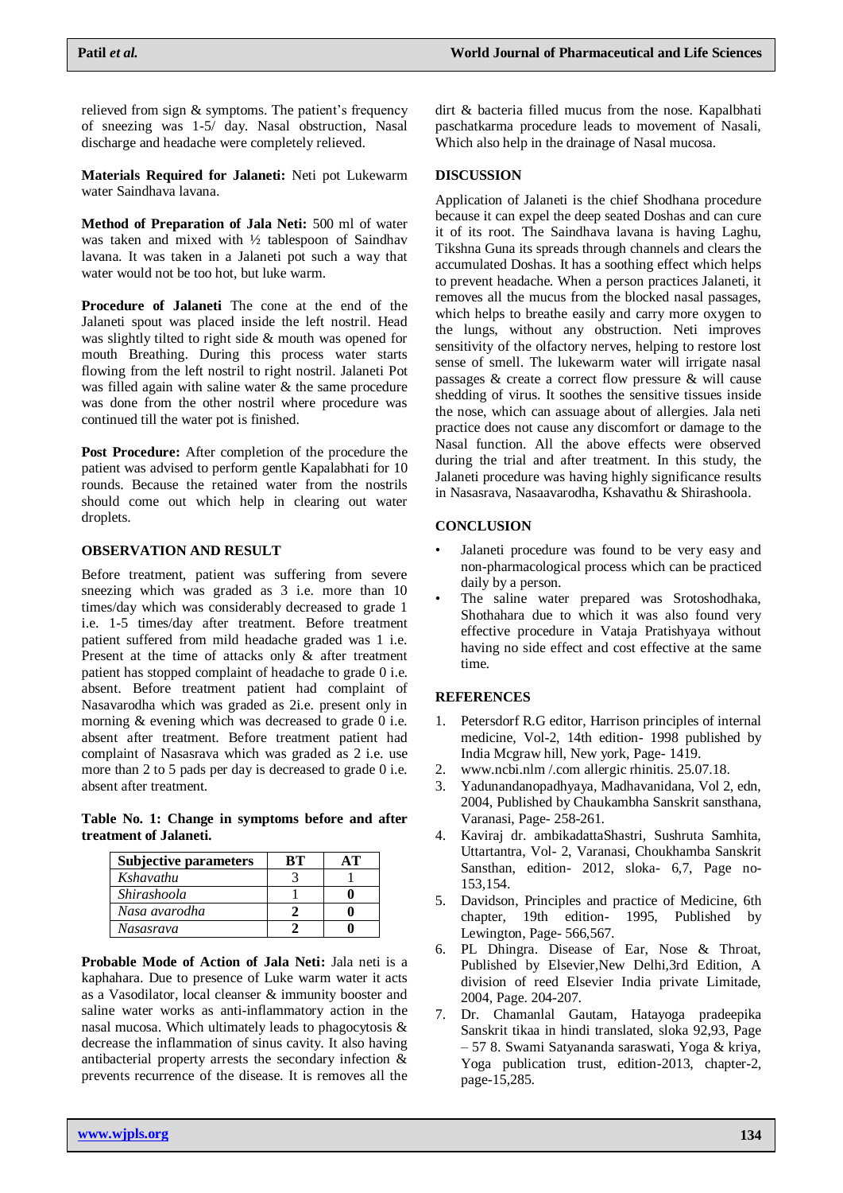relieved from sign & symptoms. The patient's frequency of sneezing was 1-5/ day. Nasal obstruction, Nasal discharge and headache were completely relieved.

**Materials Required for Jalaneti:** Neti pot Lukewarm water Saindhava lavana.

**Method of Preparation of Jala Neti:** 500 ml of water was taken and mixed with ½ tablespoon of Saindhav lavana. It was taken in a Jalaneti pot such a way that water would not be too hot, but luke warm.

**Procedure of Jalaneti** The cone at the end of the Jalaneti spout was placed inside the left nostril. Head was slightly tilted to right side & mouth was opened for mouth Breathing. During this process water starts flowing from the left nostril to right nostril. Jalaneti Pot was filled again with saline water & the same procedure was done from the other nostril where procedure was continued till the water pot is finished.

**Post Procedure:** After completion of the procedure the patient was advised to perform gentle Kapalabhati for 10 rounds. Because the retained water from the nostrils should come out which help in clearing out water droplets.

## OBSERVATION AND RESULT

Before treatment, patient was suffering from severe sneezing which was graded as 3 i.e. more than 10 times/day which was considerably decreased to grade 1 i.e. 1-5 times/day after treatment. Before treatment patient suffered from mild headache graded was 1 i.e. Present at the time of attacks only & after treatment patient has stopped complaint of headache to grade 0 i.e. absent. Before treatment patient had complaint of Nasavarodha which was graded as 2i.e. present only in morning & evening which was decreased to grade 0 i.e. absent after treatment. Before treatment patient had complaint of Nasasrava which was graded as 2 i.e. use more than 2 to 5 pads per day is decreased to grade 0 i.e. absent after treatment.

**Table No. 1: Change in symptoms before and after treatment of Jalaneti.**

| Subjective parameters | BT | AT |
|---|---|---|
| *Kshavathu* | 3 | 1 |
| *Shirashoola* | 1 | **0** |
| *Nasa avarodha* | **2** | **0** |
| *Nasasrava* | **2** | **0** |

**Probable Mode of Action of Jala Neti:** Jala neti is a kaphahara. Due to presence of Luke warm water it acts as a Vasodilator, local cleanser & immunity booster and saline water works as anti-inflammatory action in the nasal mucosa. Which ultimately leads to phagocytosis & decrease the inflammation of sinus cavity. It also having antibacterial property arrests the secondary infection & prevents recurrence of the disease. It is removes all the dirt & bacteria filled mucus from the nose. Kapalbhati paschatkarma procedure leads to movement of Nasali, Which also help in the drainage of Nasal mucosa.

## DISCUSSION

Application of Jalaneti is the chief Shodhana procedure because it can expel the deep seated Doshas and can cure it of its root. The Saindhava lavana is having Laghu, Tikshna Guna its spreads through channels and clears the accumulated Doshas. It has a soothing effect which helps to prevent headache. When a person practices Jalaneti, it removes all the mucus from the blocked nasal passages, which helps to breathe easily and carry more oxygen to the lungs, without any obstruction. Neti improves sensitivity of the olfactory nerves, helping to restore lost sense of smell. The lukewarm water will irrigate nasal passages & create a correct flow pressure & will cause shedding of virus. It soothes the sensitive tissues inside the nose, which can assuage about of allergies. Jala neti practice does not cause any discomfort or damage to the Nasal function. All the above effects were observed during the trial and after treatment. In this study, the Jalaneti procedure was having highly significance results in Nasasrava, Nasaavarodha, Kshavathu & Shirashoola.

## CONCLUSION

- Jalaneti procedure was found to be very easy and non-pharmacological process which can be practiced daily by a person.
- The saline water prepared was Srotoshodhaka, Shothahara due to which it was also found very effective procedure in Vataja Pratishyaya without having no side effect and cost effective at the same time.

## REFERENCES

1. Petersdorf R.G editor, Harrison principles of internal medicine, Vol-2, 14th edition- 1998 published by India Mcgraw hill, New york, Page- 1419.
2. www.ncbi.nlm /.com allergic rhinitis. 25.07.18.
3. Yadunandanopadhyaya, Madhavanidana, Vol 2, edn, 2004, Published by Chaukambha Sanskrit sansthana, Varanasi, Page- 258-261.
4. Kaviraj dr. ambikadattaShastri, Sushruta Samhita, Uttartantra, Vol- 2, Varanasi, Choukhamba Sanskrit Sansthan, edition- 2012, sloka- 6,7, Page no- 153,154.
5. Davidson, Principles and practice of Medicine, 6th chapter, 19th edition- 1995, Published by Lewington, Page- 566,567.
6. PL Dhingra. Disease of Ear, Nose & Throat, Published by Elsevier,New Delhi,3rd Edition, A division of reed Elsevier India private Limitade, 2004, Page. 204-207.
7. Dr. Chamanlal Gautam, Hatayoga pradeepika Sanskrit tikaa in hindi translated, sloka 92,93, Page – 57 8. Swami Satyananda saraswati, Yoga & kriya, Yoga publication trust, edition-2013, chapter-2, page-15,285.